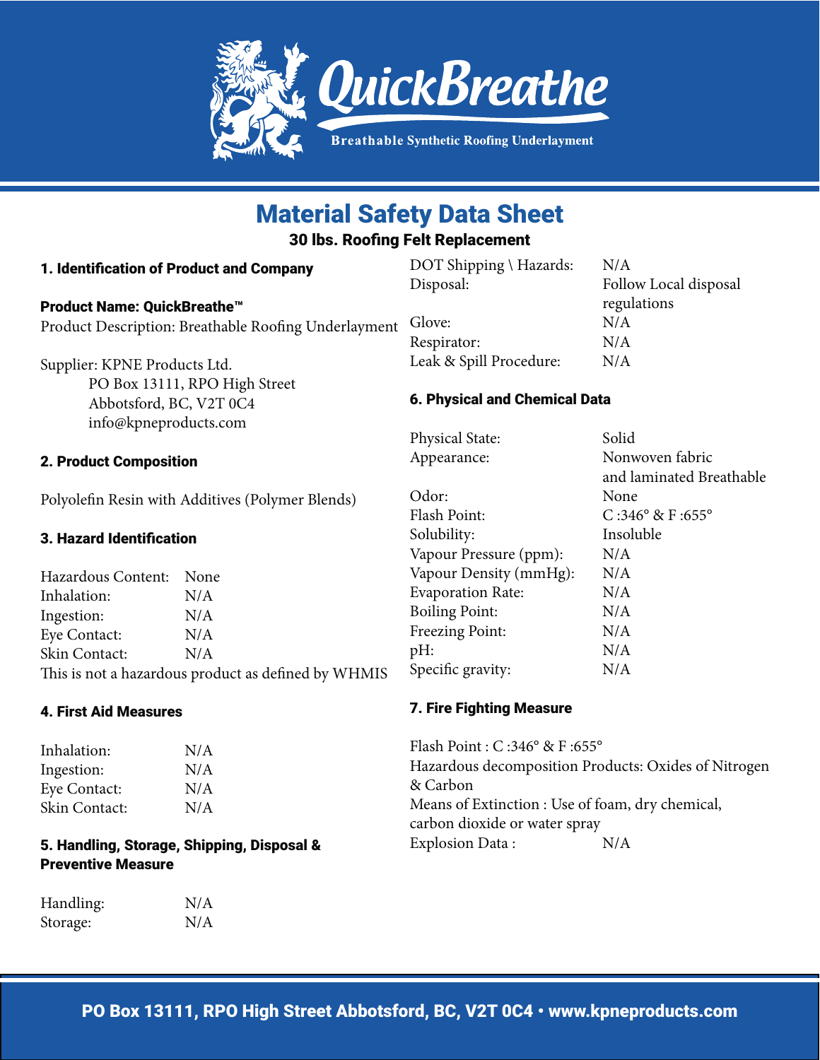QuickBreathe

Breathable Synthetic Roofing Underlayment

# Material Safety Data Sheet

**30 lbs. Roofing Felt Replacement**

## 1. Identification of Product and Company

**Product Name: QuickBreathe™**

Product Description: Breathable Roofing Underlayment

Supplier: KPNE Products Ltd.
PO Box 13111, RPO High Street
Abbotsford, BC, V2T 0C4
info@kpneproducts.com

## 2. Product Composition

Polyolefin Resin with Additives (Polymer Blends)

## 3. Hazard Identification

| | |
|---|---|
| Hazardous Content: | None |
| Inhalation: | N/A |
| Ingestion: | N/A |
| Eye Contact: | N/A |
| Skin Contact: | N/A |

This is not a hazardous product as defined by WHMIS

## 4. First Aid Measures

| | |
|---|---|
| Inhalation: | N/A |
| Ingestion: | N/A |
| Eye Contact: | N/A |
| Skin Contact: | N/A |

## 5. Handling, Storage, Shipping, Disposal & Preventive Measure

| | |
|---|---|
| Handling: | N/A |
| Storage: | N/A |
| DOT Shipping \ Hazards: | N/A |
| Disposal: | Follow Local disposal regulations |
| Glove: | N/A |
| Respirator: | N/A |
| Leak & Spill Procedure: | N/A |

## 6. Physical and Chemical Data

| | |
|---|---|
| Physical State: | Solid |
| Appearance: | Nonwoven fabric and laminated Breathable |
| Odor: | None |
| Flash Point: | C :346° & F :655° |
| Solubility: | Insoluble |
| Vapour Pressure (ppm): | N/A |
| Vapour Density (mmHg): | N/A |
| Evaporation Rate: | N/A |
| Boiling Point: | N/A |
| Freezing Point: | N/A |
| pH: | N/A |
| Specific gravity: | N/A |

## 7. Fire Fighting Measure

Flash Point : C :346° & F :655°

Hazardous decomposition Products: Oxides of Nitrogen & Carbon

Means of Extinction : Use of foam, dry chemical, carbon dioxide or water spray

Explosion Data : N/A

**PO Box 13111, RPO High Street Abbotsford, BC, V2T 0C4 • www.kpneproducts.com**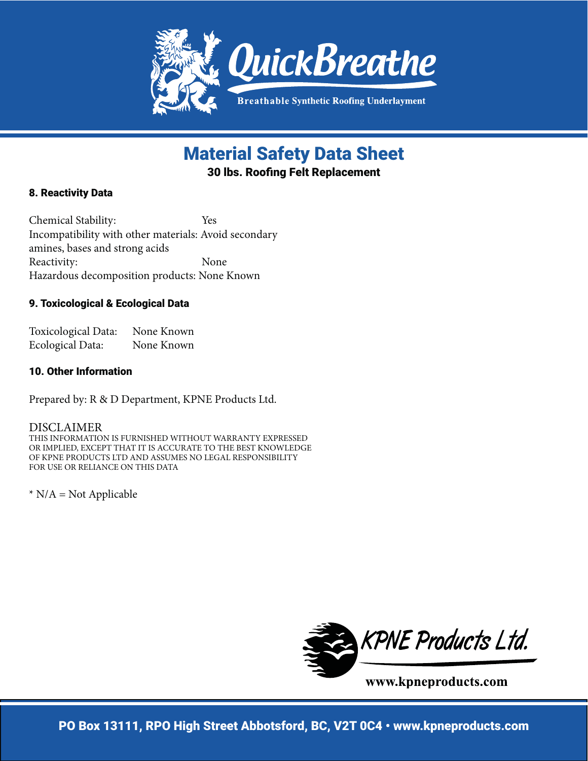# Material Safety Data Sheet

**30 lbs. Roofing Felt Replacement**

### 8. Reactivity Data

Chemical Stability: Yes
Incompatibility with other materials: Avoid secondary amines, bases and strong acids
Reactivity: None
Hazardous decomposition products: None Known

### 9. Toxicological & Ecological Data

Toxicological Data: None Known
Ecological Data: None Known

### 10. Other Information

Prepared by: R & D Department, KPNE Products Ltd.

DISCLAIMER
THIS INFORMATION IS FURNISHED WITHOUT WARRANTY EXPRESSED OR IMPLIED, EXCEPT THAT IT IS ACCURATE TO THE BEST KNOWLEDGE OF KPNE PRODUCTS LTD AND ASSUMES NO LEGAL RESPONSIBILITY FOR USE OR RELIANCE ON THIS DATA

* N/A = Not Applicable

KPNE Products Ltd.
www.kpneproducts.com

PO Box 13111, RPO High Street Abbotsford, BC, V2T 0C4 • www.kpneproducts.com